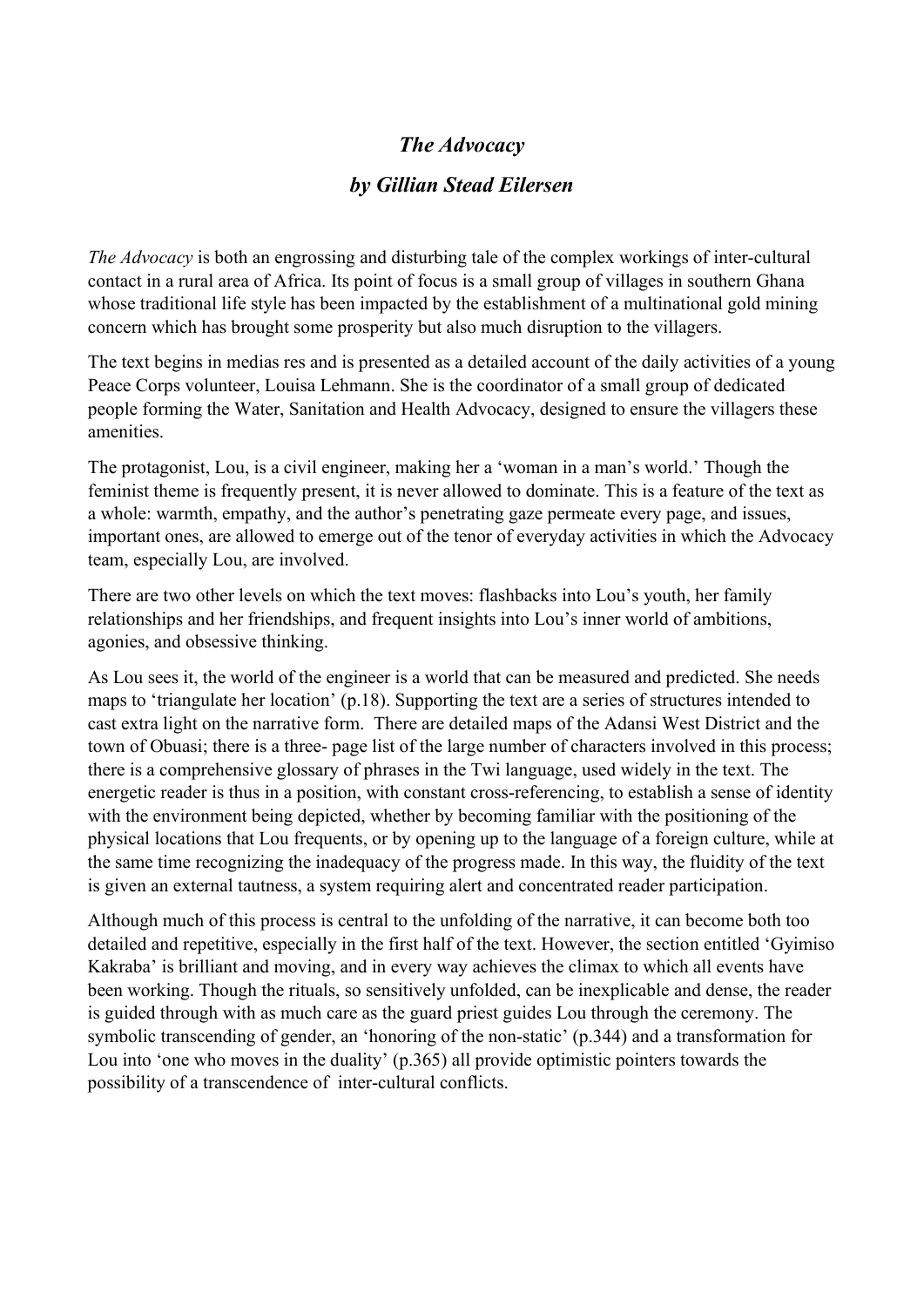# *The Advocacy*

## *by Gillian Stead Eilersen*

*The Advocacy* is both an engrossing and disturbing tale of the complex workings of inter-cultural contact in a rural area of Africa. Its point of focus is a small group of villages in southern Ghana whose traditional life style has been impacted by the establishment of a multinational gold mining concern which has brought some prosperity but also much disruption to the villagers.

The text begins in medias res and is presented as a detailed account of the daily activities of a young Peace Corps volunteer, Louisa Lehmann. She is the coordinator of a small group of dedicated people forming the Water, Sanitation and Health Advocacy, designed to ensure the villagers these amenities.

The protagonist, Lou, is a civil engineer, making her a 'woman in a man's world.' Though the feminist theme is frequently present, it is never allowed to dominate. This is a feature of the text as a whole: warmth, empathy, and the author's penetrating gaze permeate every page, and issues, important ones, are allowed to emerge out of the tenor of everyday activities in which the Advocacy team, especially Lou, are involved.

There are two other levels on which the text moves: flashbacks into Lou's youth, her family relationships and her friendships, and frequent insights into Lou's inner world of ambitions, agonies, and obsessive thinking.

As Lou sees it, the world of the engineer is a world that can be measured and predicted. She needs maps to 'triangulate her location' (p.18). Supporting the text are a series of structures intended to cast extra light on the narrative form. There are detailed maps of the Adansi West District and the town of Obuasi; there is a three- page list of the large number of characters involved in this process; there is a comprehensive glossary of phrases in the Twi language, used widely in the text. The energetic reader is thus in a position, with constant cross-referencing, to establish a sense of identity with the environment being depicted, whether by becoming familiar with the positioning of the physical locations that Lou frequents, or by opening up to the language of a foreign culture, while at the same time recognizing the inadequacy of the progress made. In this way, the fluidity of the text is given an external tautness, a system requiring alert and concentrated reader participation.

Although much of this process is central to the unfolding of the narrative, it can become both too detailed and repetitive, especially in the first half of the text. However, the section entitled 'Gyimiso Kakraba' is brilliant and moving, and in every way achieves the climax to which all events have been working. Though the rituals, so sensitively unfolded, can be inexplicable and dense, the reader is guided through with as much care as the guard priest guides Lou through the ceremony. The symbolic transcending of gender, an 'honoring of the non-static' (p.344) and a transformation for Lou into 'one who moves in the duality' (p.365) all provide optimistic pointers towards the possibility of a transcendence of inter-cultural conflicts.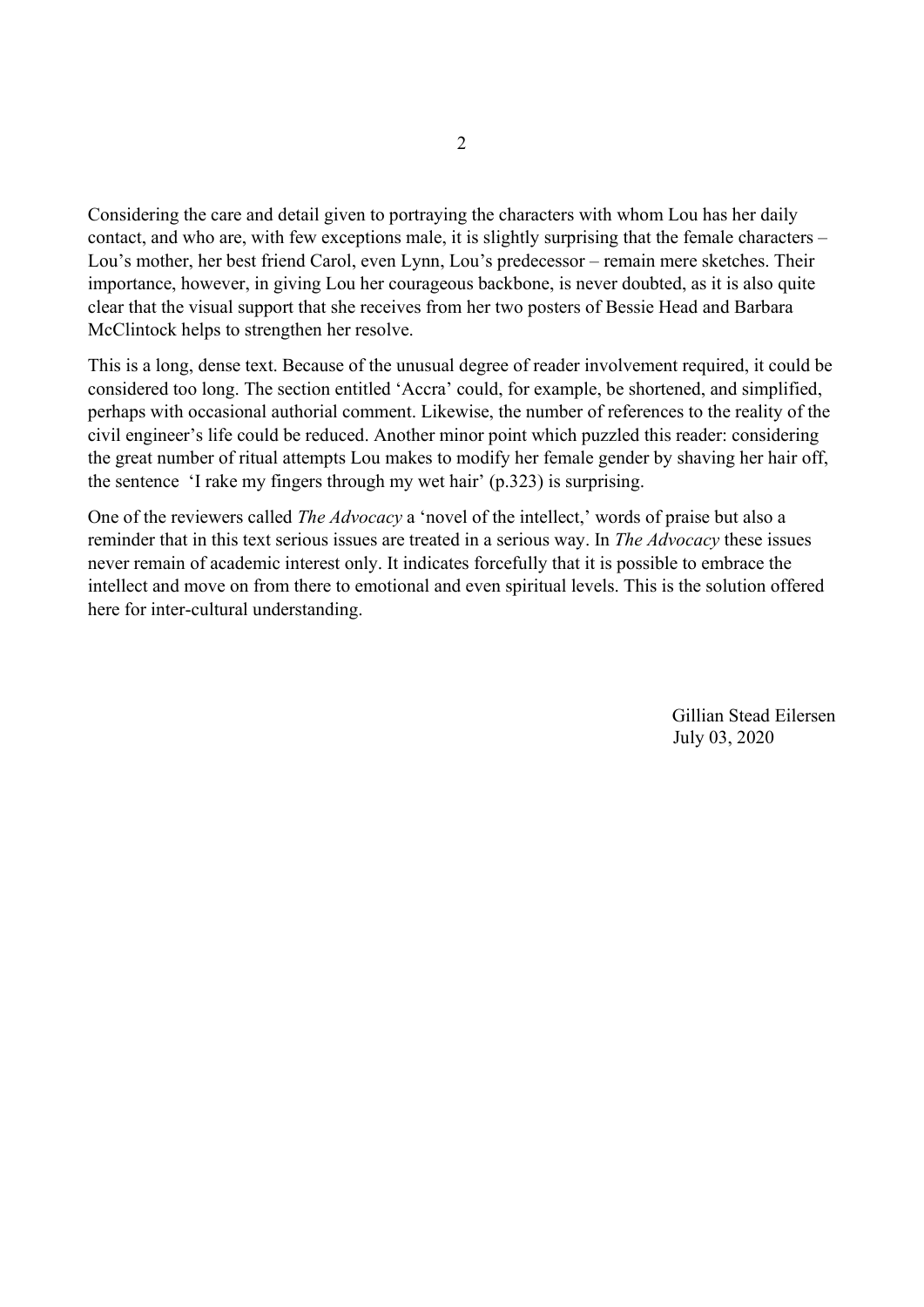Considering the care and detail given to portraying the characters with whom Lou has her daily contact, and who are, with few exceptions male, it is slightly surprising that the female characters – Lou's mother, her best friend Carol, even Lynn, Lou's predecessor – remain mere sketches. Their importance, however, in giving Lou her courageous backbone, is never doubted, as it is also quite clear that the visual support that she receives from her two posters of Bessie Head and Barbara McClintock helps to strengthen her resolve.

This is a long, dense text. Because of the unusual degree of reader involvement required, it could be considered too long. The section entitled 'Accra' could, for example, be shortened, and simplified, perhaps with occasional authorial comment. Likewise, the number of references to the reality of the civil engineer's life could be reduced. Another minor point which puzzled this reader: considering the great number of ritual attempts Lou makes to modify her female gender by shaving her hair off, the sentence 'I rake my fingers through my wet hair' (p.323) is surprising.

One of the reviewers called *The Advocacy* a 'novel of the intellect,' words of praise but also a reminder that in this text serious issues are treated in a serious way. In *The Advocacy* these issues never remain of academic interest only. It indicates forcefully that it is possible to embrace the intellect and move on from there to emotional and even spiritual levels. This is the solution offered here for inter-cultural understanding.

Gillian Stead Eilersen
July 03, 2020